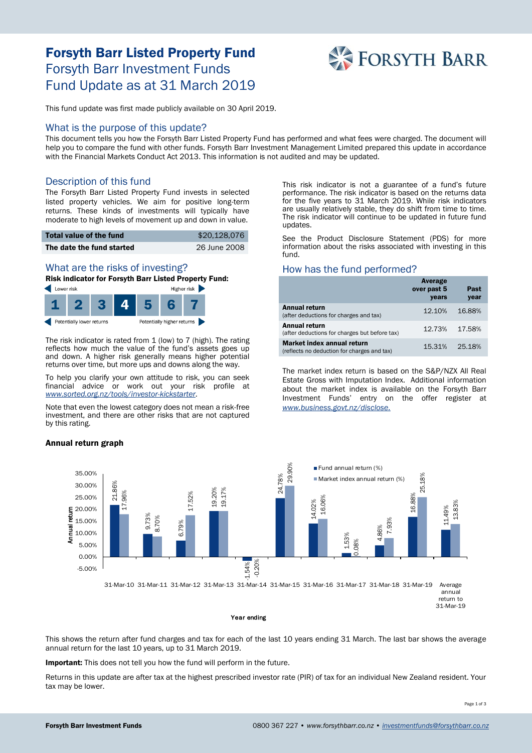# Forsyth Barr Listed Property Fund

## Forsyth Barr Investment Funds
## Fund Update as at 31 March 2019

This fund update was first made publicly available on 30 April 2019.

## What is the purpose of this update?

This document tells you how the Forsyth Barr Listed Property Fund has performed and what fees were charged. The document will help you to compare the fund with other funds. Forsyth Barr Investment Management Limited prepared this update in accordance with the Financial Markets Conduct Act 2013. This information is not audited and may be updated.

## Description of this fund

The Forsyth Barr Listed Property Fund invests in selected listed property vehicles. We aim for positive long-term returns. These kinds of investments will typically have moderate to high levels of movement up and down in value.

| | |
|---|---|
| **Total value of the fund** | $20,128,076 |
| **The date the fund started** | 26 June 2008 |

## What are the risks of investing?

**Risk indicator for Forsyth Barr Listed Property Fund:**

Lower risk — Higher risk

| 1 | 2 | 3 | **4** | 5 | 6 | 7 |
|---|---|---|---|---|---|---|

Potentially lower returns — Potentially higher returns

The risk indicator is rated from 1 (low) to 7 (high). The rating reflects how much the value of the fund's assets goes up and down. A higher risk generally means higher potential returns over time, but more ups and downs along the way.

To help you clarify your own attitude to risk, you can seek financial advice or work out your risk profile at *www.sorted.org.nz/tools/investor-kickstarter*.

Note that even the lowest category does not mean a risk-free investment, and there are other risks that are not captured by this rating.

This risk indicator is not a guarantee of a fund's future performance. The risk indicator is based on the returns data for the five years to 31 March 2019. While risk indicators are usually relatively stable, they do shift from time to time. The risk indicator will continue to be updated in future fund updates.

See the Product Disclosure Statement (PDS) for more information about the risks associated with investing in this fund.

## How has the fund performed?

| | Average over past 5 years | Past year |
|---|---|---|
| **Annual return** (after deductions for charges and tax) | 12.10% | 16.88% |
| **Annual return** (after deductions for charges but before tax) | 12.73% | 17.58% |
| **Market index annual return** (reflects no deduction for charges and tax) | 15.31% | 25.18% |

The market index return is based on the S&P/NZX All Real Estate Gross with Imputation Index. Additional information about the market index is available on the Forsyth Barr Investment Funds' entry on the offer register at *www.business.govt.nz/disclose.*

### Annual return graph

| Year ending | Fund annual return (%) | Market index annual return (%) |
|---|---|---|
| 31-Mar-10 | 21.86% | 17.96% |
| 31-Mar-11 | 9.73% | 8.70% |
| 31-Mar-12 | 6.79% | 17.52% |
| 31-Mar-13 | 19.20% | 19.17% |
| 31-Mar-14 | -1.54% | -0.20% |
| 31-Mar-15 | 24.78% | 29.90% |
| 31-Mar-16 | 14.02% | 16.06% |
| 31-Mar-17 | 1.53% | 0.08% |
| 31-Mar-18 | 4.86% | 7.93% |
| 31-Mar-19 | 16.88% | 25.18% |
| Average annual return to 31-Mar-19 | 11.49% | 13.83% |

This shows the return after fund charges and tax for each of the last 10 years ending 31 March. The last bar shows the average annual return for the last 10 years, up to 31 March 2019.

**Important:** This does not tell you how the fund will perform in the future.

Returns in this update are after tax at the highest prescribed investor rate (PIR) of tax for an individual New Zealand resident. Your tax may be lower.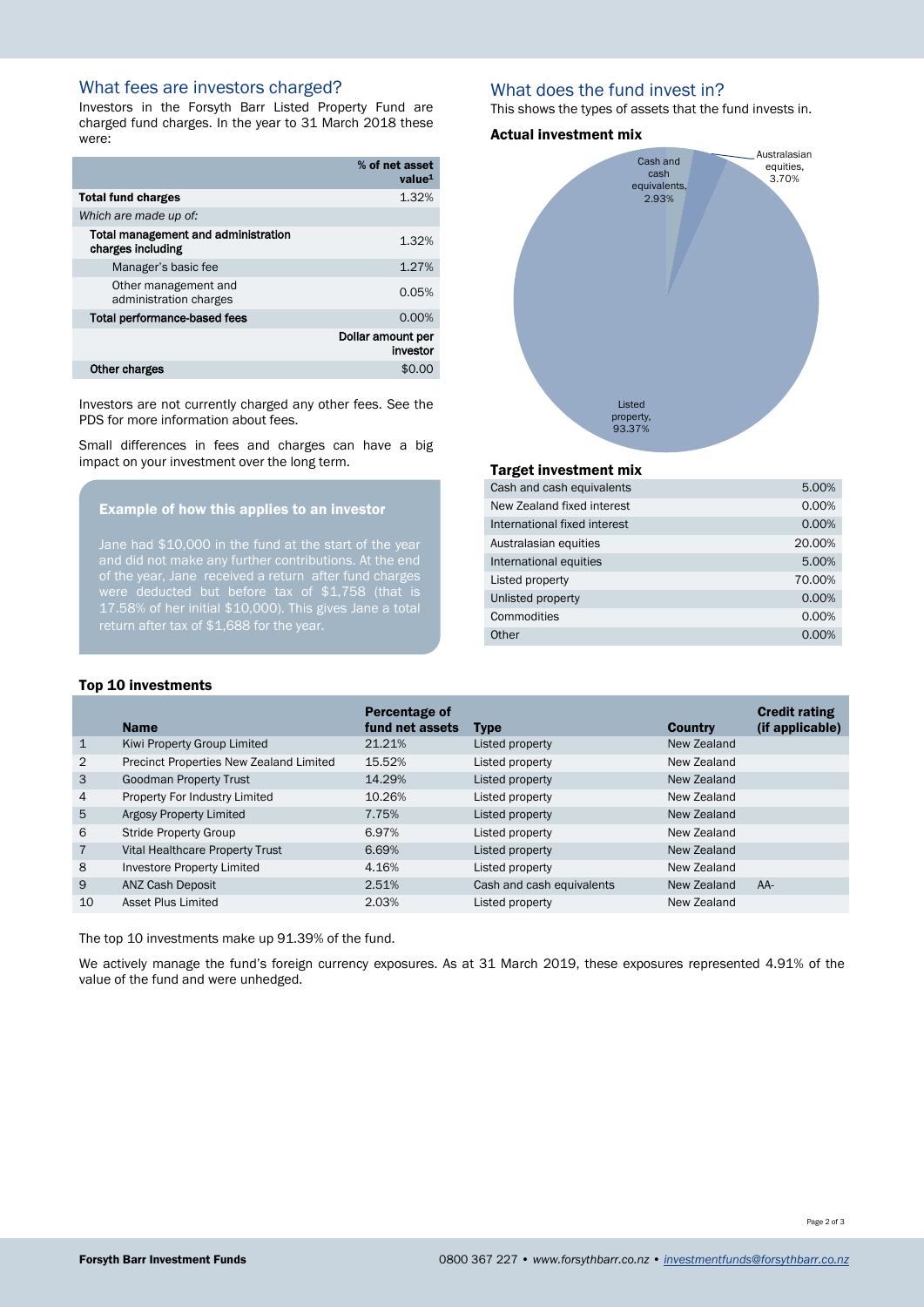## What fees are investors charged?

Investors in the Forsyth Barr Listed Property Fund are charged fund charges. In the year to 31 March 2018 these were:

| | % of net asset value[1] |
|---|---|
| **Total fund charges** | 1.32% |
| *Which are made up of:* | |
| **Total management and administration charges including** | 1.32% |
| Manager's basic fee | 1.27% |
| Other management and administration charges | 0.05% |
| **Total performance-based fees** | 0.00% |
| | **Dollar amount per investor** |
| **Other charges** | $0.00 |

Investors are not currently charged any other fees. See the PDS for more information about fees.

Small differences in fees and charges can have a big impact on your investment over the long term.

### Example of how this applies to an investor

Jane had $10,000 in the fund at the start of the year and did not make any further contributions. At the end of the year, Jane received a return after fund charges were deducted but before tax of $1,758 (that is 17.58% of her initial $10,000). This gives Jane a total return after tax of $1,688 for the year.

## What does the fund invest in?

This shows the types of assets that the fund invests in.

### Actual investment mix

- Cash and cash equivalents, 2.93%
- Australasian equities, 3.70%
- Listed property, 93.37%

### Target investment mix

| | |
|---|---|
| Cash and cash equivalents | 5.00% |
| New Zealand fixed interest | 0.00% |
| International fixed interest | 0.00% |
| Australasian equities | 20.00% |
| International equities | 5.00% |
| Listed property | 70.00% |
| Unlisted property | 0.00% |
| Commodities | 0.00% |
| Other | 0.00% |

### Top 10 investments

| | Name | Percentage of fund net assets | Type | Country | Credit rating (if applicable) |
|---|---|---|---|---|---|
| 1 | Kiwi Property Group Limited | 21.21% | Listed property | New Zealand | |
| 2 | Precinct Properties New Zealand Limited | 15.52% | Listed property | New Zealand | |
| 3 | Goodman Property Trust | 14.29% | Listed property | New Zealand | |
| 4 | Property For Industry Limited | 10.26% | Listed property | New Zealand | |
| 5 | Argosy Property Limited | 7.75% | Listed property | New Zealand | |
| 6 | Stride Property Group | 6.97% | Listed property | New Zealand | |
| 7 | Vital Healthcare Property Trust | 6.69% | Listed property | New Zealand | |
| 8 | Investore Property Limited | 4.16% | Listed property | New Zealand | |
| 9 | ANZ Cash Deposit | 2.51% | Cash and cash equivalents | New Zealand | AA- |
| 10 | Asset Plus Limited | 2.03% | Listed property | New Zealand | |

The top 10 investments make up 91.39% of the fund.

We actively manage the fund's foreign currency exposures. As at 31 March 2019, these exposures represented 4.91% of the value of the fund and were unhedged.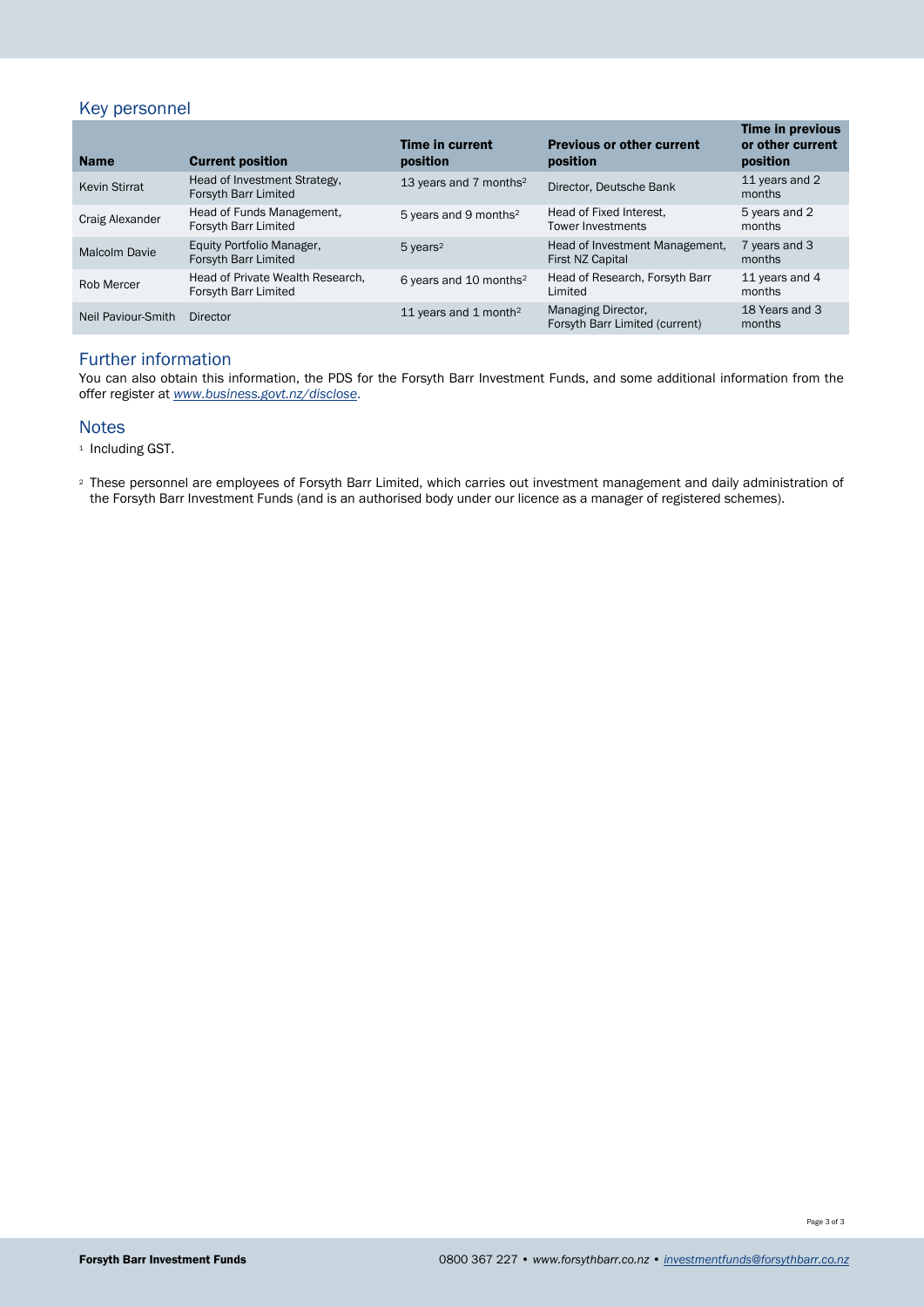## Key personnel

| Name | Current position | Time in current position | Previous or other current position | Time in previous or other current position |
|---|---|---|---|---|
| Kevin Stirrat | Head of Investment Strategy, Forsyth Barr Limited | 13 years and 7 months[2] | Director, Deutsche Bank | 11 years and 2 months |
| Craig Alexander | Head of Funds Management, Forsyth Barr Limited | 5 years and 9 months[2] | Head of Fixed Interest, Tower Investments | 5 years and 2 months |
| Malcolm Davie | Equity Portfolio Manager, Forsyth Barr Limited | 5 years[2] | Head of Investment Management, First NZ Capital | 7 years and 3 months |
| Rob Mercer | Head of Private Wealth Research, Forsyth Barr Limited | 6 years and 10 months[2] | Head of Research, Forsyth Barr Limited | 11 years and 4 months |
| Neil Paviour-Smith | Director | 11 years and 1 month[2] | Managing Director, Forsyth Barr Limited (current) | 18 Years and 3 months |

## Further information

You can also obtain this information, the PDS for the Forsyth Barr Investment Funds, and some additional information from the offer register at *www.business.govt.nz/disclose*.

## Notes

[1] Including GST.

[2] These personnel are employees of Forsyth Barr Limited, which carries out investment management and daily administration of the Forsyth Barr Investment Funds (and is an authorised body under our licence as a manager of registered schemes).